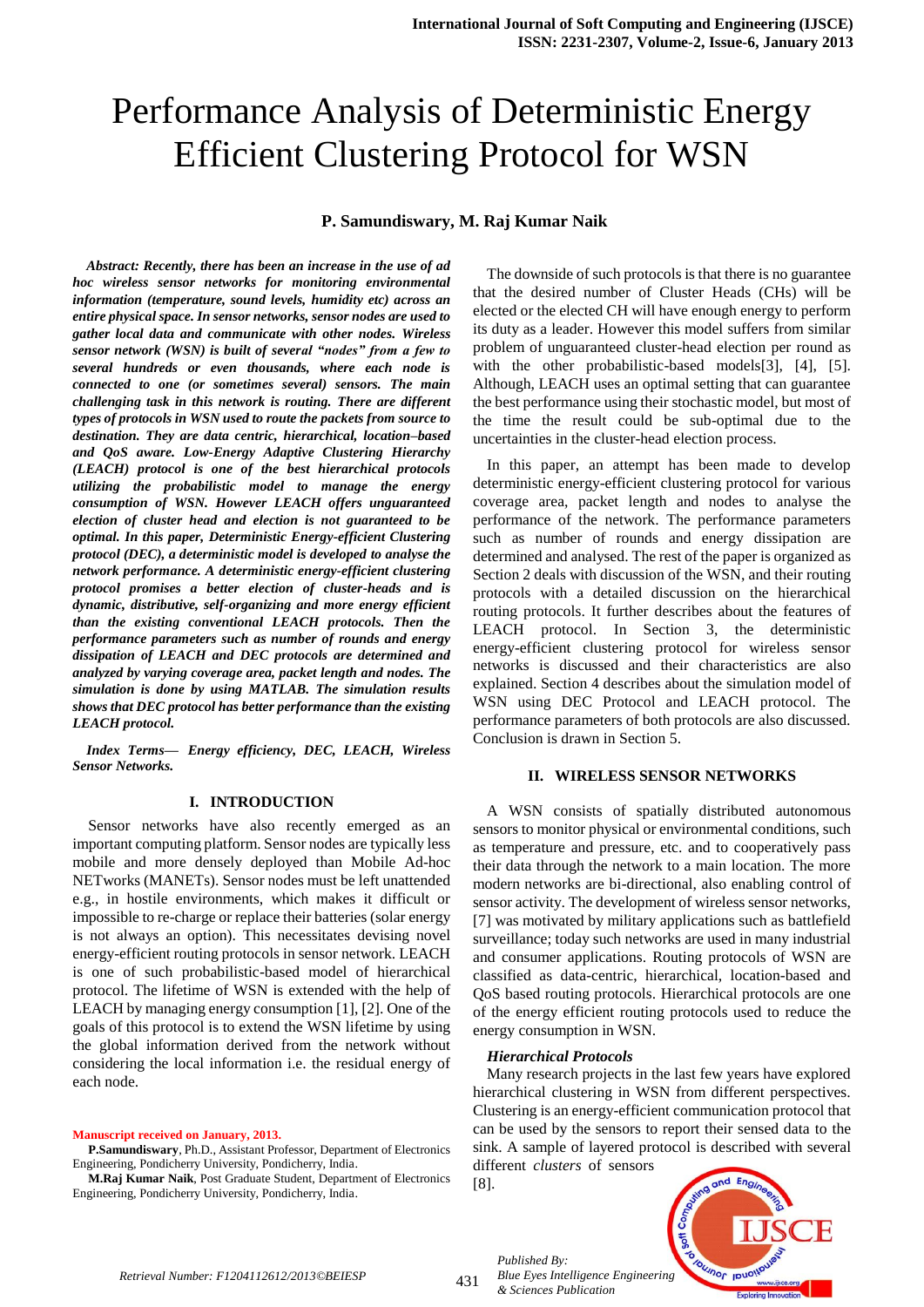# Performance Analysis of Deterministic Energy Efficient Clustering Protocol for WSN

**P. Samundiswary, M. Raj Kumar Naik**

***Abstract: Recently, there has been an increase in the use of ad hoc wireless sensor networks for monitoring environmental information (temperature, sound levels, humidity etc) across an entire physical space. In sensor networks, sensor nodes are used to gather local data and communicate with other nodes. Wireless sensor network (WSN) is built of several "nodes" from a few to several hundreds or even thousands, where each node is connected to one (or sometimes several) sensors. The main challenging task in this network is routing. There are different types of protocols in WSN used to route the packets from source to destination. They are data centric, hierarchical, location–based and QoS aware. Low-Energy Adaptive Clustering Hierarchy (LEACH) protocol is one of the best hierarchical protocols utilizing the probabilistic model to manage the energy consumption of WSN. However LEACH offers unguaranteed election of cluster head and election is not guaranteed to be optimal. In this paper, Deterministic Energy-efficient Clustering protocol (DEC), a deterministic model is developed to analyse the network performance. A deterministic energy-efficient clustering protocol promises a better election of cluster-heads and is dynamic, distributive, self-organizing and more energy efficient than the existing conventional LEACH protocols. Then the performance parameters such as number of rounds and energy dissipation of LEACH and DEC protocols are determined and analyzed by varying coverage area, packet length and nodes. The simulation is done by using MATLAB. The simulation results shows that DEC protocol has better performance than the existing LEACH protocol.***

***Index Terms— Energy efficiency, DEC, LEACH, Wireless Sensor Networks.***

## I. INTRODUCTION

Sensor networks have also recently emerged as an important computing platform. Sensor nodes are typically less mobile and more densely deployed than Mobile Ad-hoc NETworks (MANETs). Sensor nodes must be left unattended e.g., in hostile environments, which makes it difficult or impossible to re-charge or replace their batteries (solar energy is not always an option). This necessitates devising novel energy-efficient routing protocols in sensor network. LEACH is one of such probabilistic-based model of hierarchical protocol. The lifetime of WSN is extended with the help of LEACH by managing energy consumption [1], [2]. One of the goals of this protocol is to extend the WSN lifetime by using the global information derived from the network without considering the local information i.e. the residual energy of each node.

The downside of such protocols is that there is no guarantee that the desired number of Cluster Heads (CHs) will be elected or the elected CH will have enough energy to perform its duty as a leader. However this model suffers from similar problem of unguaranteed cluster-head election per round as with the other probabilistic-based models[3], [4], [5]. Although, LEACH uses an optimal setting that can guarantee the best performance using their stochastic model, but most of the time the result could be sub-optimal due to the uncertainties in the cluster-head election process.

In this paper, an attempt has been made to develop deterministic energy-efficient clustering protocol for various coverage area, packet length and nodes to analyse the performance of the network. The performance parameters such as number of rounds and energy dissipation are determined and analysed. The rest of the paper is organized as Section 2 deals with discussion of the WSN, and their routing protocols with a detailed discussion on the hierarchical routing protocols. It further describes about the features of LEACH protocol. In Section 3, the deterministic energy-efficient clustering protocol for wireless sensor networks is discussed and their characteristics are also explained. Section 4 describes about the simulation model of WSN using DEC Protocol and LEACH protocol. The performance parameters of both protocols are also discussed. Conclusion is drawn in Section 5.

## II. WIRELESS SENSOR NETWORKS

A WSN consists of spatially distributed autonomous sensors to monitor physical or environmental conditions, such as temperature and pressure, etc. and to cooperatively pass their data through the network to a main location. The more modern networks are bi-directional, also enabling control of sensor activity. The development of wireless sensor networks, [7] was motivated by military applications such as battlefield surveillance; today such networks are used in many industrial and consumer applications. Routing protocols of WSN are classified as data-centric, hierarchical, location-based and QoS based routing protocols. Hierarchical protocols are one of the energy efficient routing protocols used to reduce the energy consumption in WSN.

### *Hierarchical Protocols*

Many research projects in the last few years have explored hierarchical clustering in WSN from different perspectives. Clustering is an energy-efficient communication protocol that can be used by the sensors to report their sensed data to the sink. A sample of layered protocol is described with several different *clusters* of sensors [8].

**Manuscript received on January, 2013.**

**P.Samundiswary**, Ph.D., Assistant Professor, Department of Electronics Engineering, Pondicherry University, Pondicherry, India.

**M.Raj Kumar Naik**, Post Graduate Student, Department of Electronics Engineering, Pondicherry University, Pondicherry, India.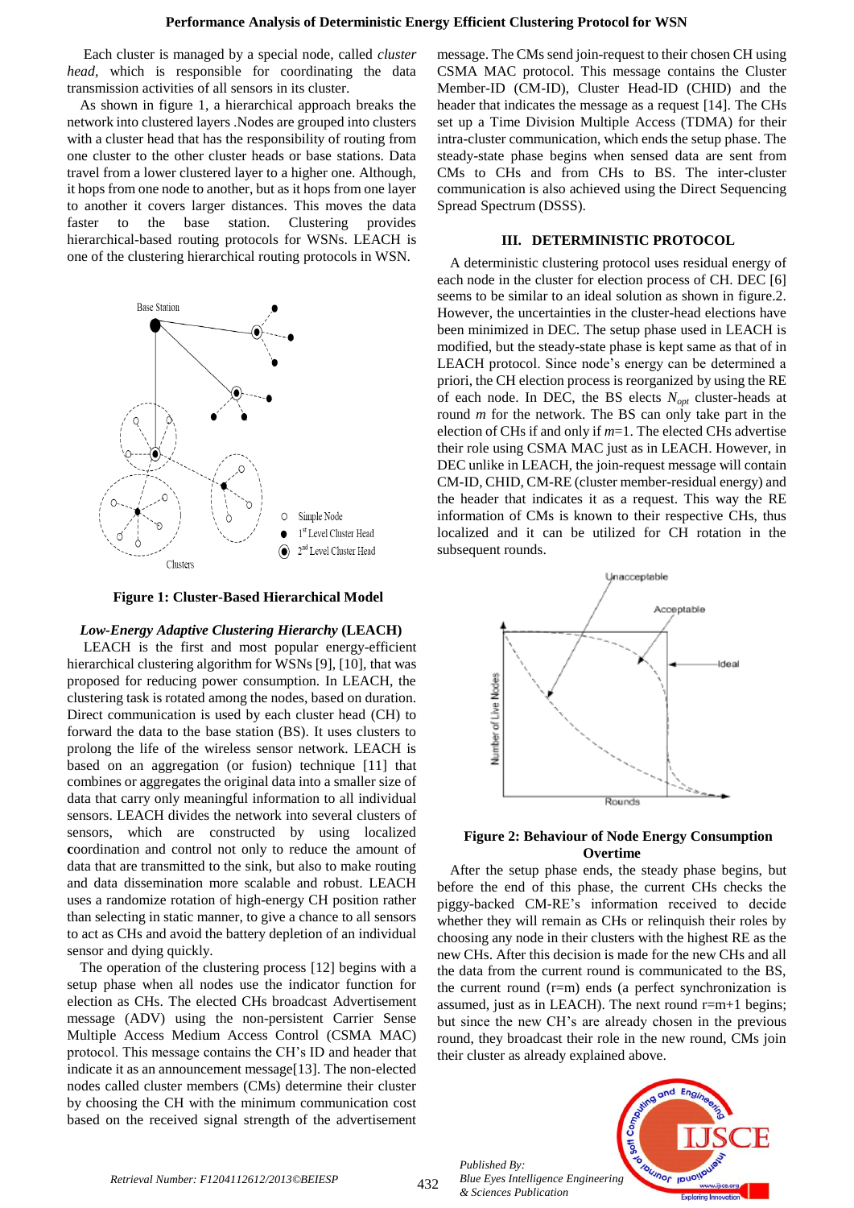Each cluster is managed by a special node, called *cluster head*, which is responsible for coordinating the data transmission activities of all sensors in its cluster.

As shown in figure 1, a hierarchical approach breaks the network into clustered layers .Nodes are grouped into clusters with a cluster head that has the responsibility of routing from one cluster to the other cluster heads or base stations. Data travel from a lower clustered layer to a higher one. Although, it hops from one node to another, but as it hops from one layer to another it covers larger distances. This moves the data faster to the base station. Clustering provides hierarchical-based routing protocols for WSNs. LEACH is one of the clustering hierarchical routing protocols in WSN.

**Figure 1: Cluster-Based Hierarchical Model**

***Low-Energy Adaptive Clustering Hierarchy* (LEACH)**

LEACH is the first and most popular energy-efficient hierarchical clustering algorithm for WSNs [9], [10], that was proposed for reducing power consumption. In LEACH, the clustering task is rotated among the nodes, based on duration. Direct communication is used by each cluster head (CH) to forward the data to the base station (BS). It uses clusters to prolong the life of the wireless sensor network. LEACH is based on an aggregation (or fusion) technique [11] that combines or aggregates the original data into a smaller size of data that carry only meaningful information to all individual sensors. LEACH divides the network into several clusters of sensors, which are constructed by using localized **c**oordination and control not only to reduce the amount of data that are transmitted to the sink, but also to make routing and data dissemination more scalable and robust. LEACH uses a randomize rotation of high-energy CH position rather than selecting in static manner, to give a chance to all sensors to act as CHs and avoid the battery depletion of an individual sensor and dying quickly.

The operation of the clustering process [12] begins with a setup phase when all nodes use the indicator function for election as CHs. The elected CHs broadcast Advertisement message (ADV) using the non-persistent Carrier Sense Multiple Access Medium Access Control (CSMA MAC) protocol. This message contains the CH's ID and header that indicate it as an announcement message[13]. The non-elected nodes called cluster members (CMs) determine their cluster by choosing the CH with the minimum communication cost based on the received signal strength of the advertisement message. The CMs send join-request to their chosen CH using CSMA MAC protocol. This message contains the Cluster Member-ID (CM-ID), Cluster Head-ID (CHID) and the header that indicates the message as a request [14]. The CHs set up a Time Division Multiple Access (TDMA) for their intra-cluster communication, which ends the setup phase. The steady-state phase begins when sensed data are sent from CMs to CHs and from CHs to BS. The inter-cluster communication is also achieved using the Direct Sequencing Spread Spectrum (DSSS).

## III. DETERMINISTIC PROTOCOL

A deterministic clustering protocol uses residual energy of each node in the cluster for election process of CH. DEC [6] seems to be similar to an ideal solution as shown in figure.2. However, the uncertainties in the cluster-head elections have been minimized in DEC. The setup phase used in LEACH is modified, but the steady-state phase is kept same as that of in LEACH protocol. Since node's energy can be determined a priori, the CH election process is reorganized by using the RE of each node. In DEC, the BS elects $N_{opt}$ cluster-heads at round $m$ for the network. The BS can only take part in the election of CHs if and only if $m$=1. The elected CHs advertise their role using CSMA MAC just as in LEACH. However, in DEC unlike in LEACH, the join-request message will contain CM-ID, CHID, CM-RE (cluster member-residual energy) and the header that indicates it as a request. This way the RE information of CMs is known to their respective CHs, thus localized and it can be utilized for CH rotation in the subsequent rounds.

**Figure 2: Behaviour of Node Energy Consumption Overtime**

After the setup phase ends, the steady phase begins, but before the end of this phase, the current CHs checks the piggy-backed CM-RE's information received to decide whether they will remain as CHs or relinquish their roles by choosing any node in their clusters with the highest RE as the new CHs. After this decision is made for the new CHs and all the data from the current round is communicated to the BS, the current round (r=m) ends (a perfect synchronization is assumed, just as in LEACH). The next round r=m+1 begins; but since the new CH's are already chosen in the previous round, they broadcast their role in the new round, CMs join their cluster as already explained above.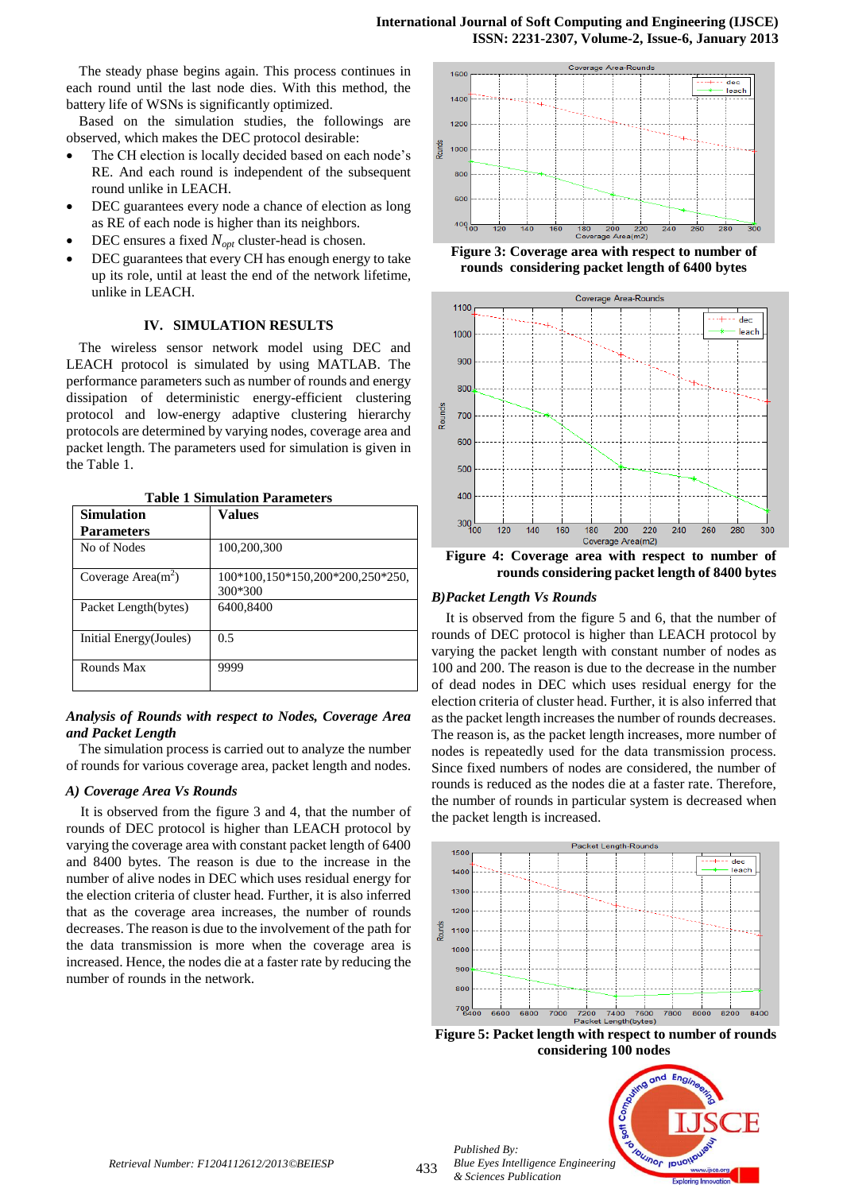The steady phase begins again. This process continues in each round until the last node dies. With this method, the battery life of WSNs is significantly optimized.

Based on the simulation studies, the followings are observed, which makes the DEC protocol desirable:

- The CH election is locally decided based on each node's RE. And each round is independent of the subsequent round unlike in LEACH.
- DEC guarantees every node a chance of election as long as RE of each node is higher than its neighbors.
- DEC ensures a fixed $N_{opt}$ cluster-head is chosen.
- DEC guarantees that every CH has enough energy to take up its role, until at least the end of the network lifetime, unlike in LEACH.

## IV. SIMULATION RESULTS

The wireless sensor network model using DEC and LEACH protocol is simulated by using MATLAB. The performance parameters such as number of rounds and energy dissipation of deterministic energy-efficient clustering protocol and low-energy adaptive clustering hierarchy protocols are determined by varying nodes, coverage area and packet length. The parameters used for simulation is given in the Table 1.

**Table 1 Simulation Parameters**

| Simulation Parameters | Values |
|---|---|
| No of Nodes | 100,200,300 |
| Coverage Area($m^2$) | 100\*100,150\*150,200\*200,250\*250, 300\*300 |
| Packet Length(bytes) | 6400,8400 |
| Initial Energy(Joules) | 0.5 |
| Rounds Max | 9999 |

### *Analysis of Rounds with respect to Nodes, Coverage Area and Packet Length*

The simulation process is carried out to analyze the number of rounds for various coverage area, packet length and nodes.

### *A) Coverage Area Vs Rounds*

It is observed from the figure 3 and 4, that the number of rounds of DEC protocol is higher than LEACH protocol by varying the coverage area with constant packet length of 6400 and 8400 bytes. The reason is due to the increase in the number of alive nodes in DEC which uses residual energy for the election criteria of cluster head. Further, it is also inferred that as the coverage area increases, the number of rounds decreases. The reason is due to the involvement of the path for the data transmission is more when the coverage area is increased. Hence, the nodes die at a faster rate by reducing the number of rounds in the network.

**Figure 3: Coverage area with respect to number of rounds considering packet length of 6400 bytes**

**Figure 4: Coverage area with respect to number of rounds considering packet length of 8400 bytes**

### *B) Packet Length Vs Rounds*

It is observed from the figure 5 and 6, that the number of rounds of DEC protocol is higher than LEACH protocol by varying the packet length with constant number of nodes as 100 and 200. The reason is due to the decrease in the number of dead nodes in DEC which uses residual energy for the election criteria of cluster head. Further, it is also inferred that as the packet length increases the number of rounds decreases. The reason is, as the packet length increases, more number of nodes is repeatedly used for the data transmission process. Since fixed numbers of nodes are considered, the number of rounds is reduced as the nodes die at a faster rate. Therefore, the number of rounds in particular system is decreased when the packet length is increased.

**Figure 5: Packet length with respect to number of rounds considering 100 nodes**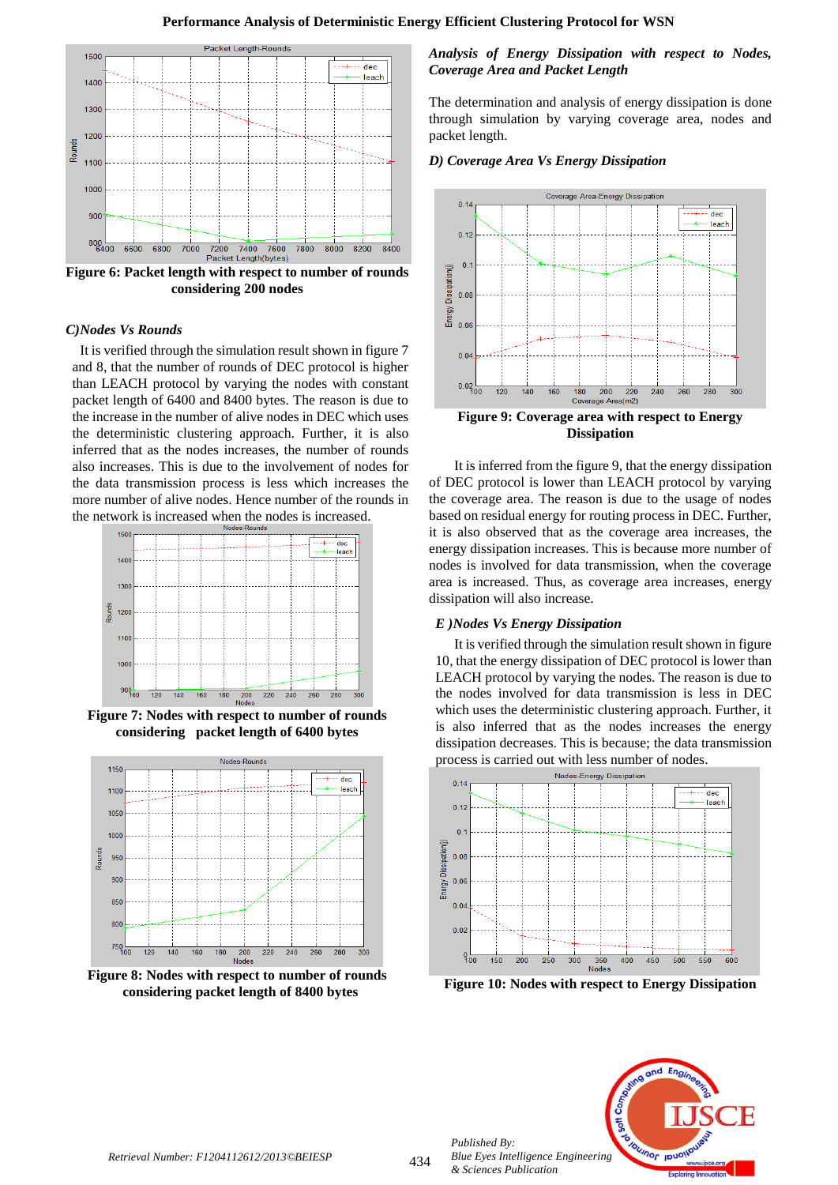![Figure 6 chart]

Figure 6: Packet length with respect to number of rounds considering 200 nodes

### C)Nodes Vs Rounds

It is verified through the simulation result shown in figure 7 and 8, that the number of rounds of DEC protocol is higher than LEACH protocol by varying the nodes with constant packet length of 6400 and 8400 bytes. The reason is due to the increase in the number of alive nodes in DEC which uses the deterministic clustering approach. Further, it is also inferred that as the nodes increases, the number of rounds also increases. This is due to the involvement of nodes for the data transmission process is less which increases the more number of alive nodes. Hence number of the rounds in the network is increased when the nodes is increased.

Figure 7: Nodes with respect to number of rounds considering packet length of 6400 bytes

Figure 8: Nodes with respect to number of rounds considering packet length of 8400 bytes

### *Analysis of Energy Dissipation with respect to Nodes, Coverage Area and Packet Length*

The determination and analysis of energy dissipation is done through simulation by varying coverage area, nodes and packet length.

### D) Coverage Area Vs Energy Dissipation

Figure 9: Coverage area with respect to Energy Dissipation

It is inferred from the figure 9, that the energy dissipation of DEC protocol is lower than LEACH protocol by varying the coverage area. The reason is due to the usage of nodes based on residual energy for routing process in DEC. Further, it is also observed that as the coverage area increases, the energy dissipation increases. This is because more number of nodes is involved for data transmission, when the coverage area is increased. Thus, as coverage area increases, energy dissipation will also increase.

### E )Nodes Vs Energy Dissipation

It is verified through the simulation result shown in figure 10, that the energy dissipation of DEC protocol is lower than LEACH protocol by varying the nodes. The reason is due to the nodes involved for data transmission is less in DEC which uses the deterministic clustering approach. Further, it is also inferred that as the nodes increases the energy dissipation decreases. This is because; the data transmission process is carried out with less number of nodes.

Figure 10: Nodes with respect to Energy Dissipation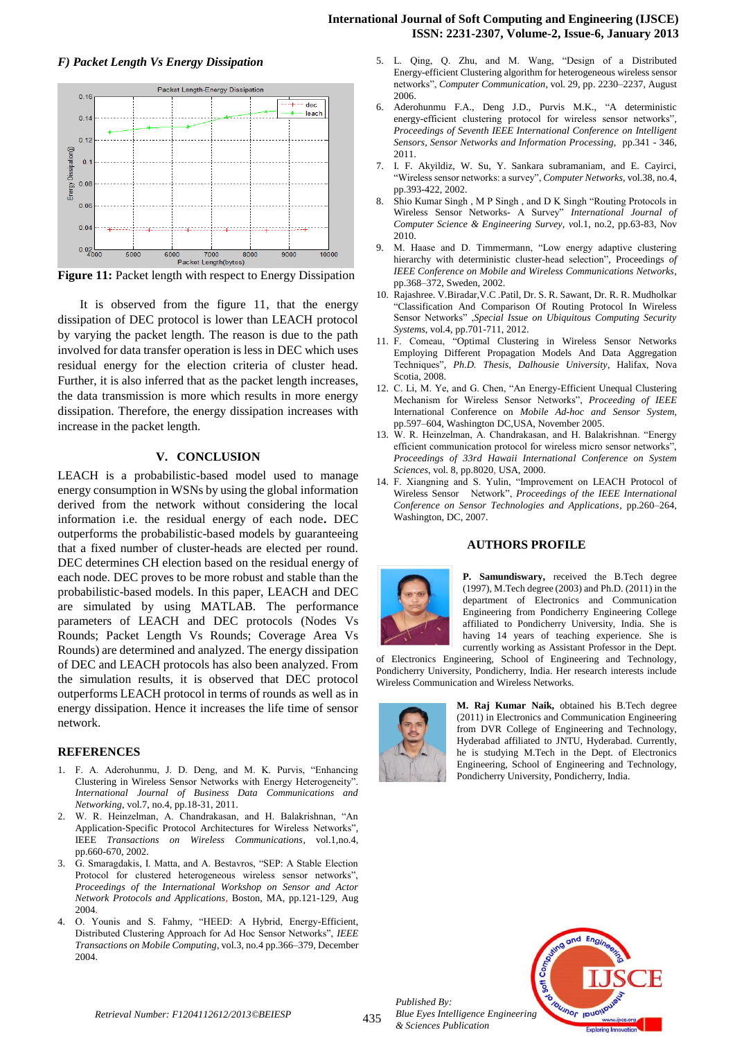### F) Packet Length Vs Energy Dissipation

Packet Length-Energy Dissipation

Energy Dissipation(J)

0.16
0.14
0.12
0.1
0.08
0.06
0.04
0.02

Packet Length(bytes)

4000
5000
6000
7000
8000
9000
10000

dec
leach

Figure 11: Packet length with respect to Energy Dissipation

It is observed from the figure 11, that the energy dissipation of DEC protocol is lower than LEACH protocol by varying the packet length. The reason is due to the path involved for data transfer operation is less in DEC which uses residual energy for the election criteria of cluster head. Further, it is also inferred that as the packet length increases, the data transmission is more which results in more energy dissipation. Therefore, the energy dissipation increases with increase in the packet length.

## V. CONCLUSION

LEACH is a probabilistic-based model used to manage energy consumption in WSNs by using the global information derived from the network without considering the local information i.e. the residual energy of each node**.** DEC outperforms the probabilistic-based models by guaranteeing that a fixed number of cluster-heads are elected per round. DEC determines CH election based on the residual energy of each node. DEC proves to be more robust and stable than the probabilistic-based models. In this paper, LEACH and DEC are simulated by using MATLAB. The performance parameters of LEACH and DEC protocols (Nodes Vs Rounds; Packet Length Vs Rounds; Coverage Area Vs Rounds) are determined and analyzed. The energy dissipation of DEC and LEACH protocols has also been analyzed. From the simulation results, it is observed that DEC protocol outperforms LEACH protocol in terms of rounds as well as in energy dissipation. Hence it increases the life time of sensor network.

## REFERENCES

1. F. A. Aderohunmu, J. D. Deng, and M. K. Purvis, "Enhancing Clustering in Wireless Sensor Networks with Energy Heterogeneity". *International Journal of Business Data Communications and Networking*, vol.7, no.4, pp.18-31, 2011.
2. W. R. Heinzelman, A. Chandrakasan, and H. Balakrishnan, "An Application-Specific Protocol Architectures for Wireless Networks", IEEE *Transactions on Wireless Communications*, vol.1,no.4, pp.660-670, 2002.
3. G. Smaragdakis, I. Matta, and A. Bestavros, "SEP: A Stable Election Protocol for clustered heterogeneous wireless sensor networks", *Proceedings of the International Workshop on Sensor and Actor Network Protocols and Applications*, Boston, MA, pp.121-129, Aug 2004.
4. O. Younis and S. Fahmy, "HEED: A Hybrid, Energy-Efficient, Distributed Clustering Approach for Ad Hoc Sensor Networks", *IEEE Transactions on Mobile Computing*, vol.3, no.4 pp.366–379, December 2004.
5. L. Qing, Q. Zhu, and M. Wang, "Design of a Distributed Energy-efficient Clustering algorithm for heterogeneous wireless sensor networks", *Computer Communication*, vol. 29, pp. 2230–2237, August 2006.
6. Aderohunmu F.A., Deng J.D., Purvis M.K., "A deterministic energy-efficient clustering protocol for wireless sensor networks", *Proceedings of Seventh IEEE International Conference on Intelligent Sensors, Sensor Networks and Information Processing*, pp.341 - 346, 2011.
7. I. F. Akyildiz, W. Su, Y. Sankara subramaniam, and E. Cayirci, "Wireless sensor networks: a survey", *Computer Networks*, vol.38, no.4, pp.393-422, 2002.
8. Shio Kumar Singh , M P Singh , and D K Singh "Routing Protocols in Wireless Sensor Networks- A Survey" *International Journal of Computer Science & Engineering Survey*, vol.1, no.2, pp.63-83, Nov 2010.
9. M. Haase and D. Timmermann, "Low energy adaptive clustering hierarchy with deterministic cluster-head selection", Proceedings *of IEEE Conference on Mobile and Wireless Communications Networks*, pp.368–372, Sweden, 2002.
10. Rajashree. V.Biradar,V.C .Patil, Dr. S. R. Sawant, Dr. R. R. Mudholkar "Classification And Comparison Of Routing Protocol In Wireless Sensor Networks" „*Special Issue on Ubiquitous Computing Security Systems*, vol.4, pp.701-711, 2012.
11. F. Comeau, "Optimal Clustering in Wireless Sensor Networks Employing Different Propagation Models And Data Aggregation Techniques", *Ph.D. Thesis*, *Dalhousie University*, Halifax, Nova Scotia, 2008.
12. C. Li, M. Ye, and G. Chen, "An Energy-Efficient Unequal Clustering Mechanism for Wireless Sensor Networks", *Proceeding of IEEE* International Conference on *Mobile Ad-hoc and Sensor System*, pp.597–604, Washington DC,USA, November 2005.
13. W. R. Heinzelman, A. Chandrakasan, and H. Balakrishnan. "Energy efficient communication protocol for wireless micro sensor networks", *Proceedings of 33rd Hawaii International Conference on System Sciences*, vol. 8, pp.8020, USA, 2000.
14. F. Xiangning and S. Yulin, "Improvement on LEACH Protocol of Wireless Sensor Network", *Proceedings of the IEEE International Conference on Sensor Technologies and Applications*, pp.260–264, Washington, DC, 2007.

## AUTHORS PROFILE

**P. Samundiswary,** received the B.Tech degree (1997), M.Tech degree (2003) and Ph.D. (2011) in the department of Electronics and Communication Engineering from Pondicherry Engineering College affiliated to Pondicherry University, India. She is having 14 years of teaching experience. She is currently working as Assistant Professor in the Dept. of Electronics Engineering, School of Engineering and Technology, Pondicherry University, Pondicherry, India. Her research interests include Wireless Communication and Wireless Networks.

**M. Raj Kumar Naik,** obtained his B.Tech degree (2011) in Electronics and Communication Engineering from DVR College of Engineering and Technology, Hyderabad affiliated to JNTU, Hyderabad. Currently, he is studying M.Tech in the Dept. of Electronics Engineering, School of Engineering and Technology, Pondicherry University, Pondicherry, India.